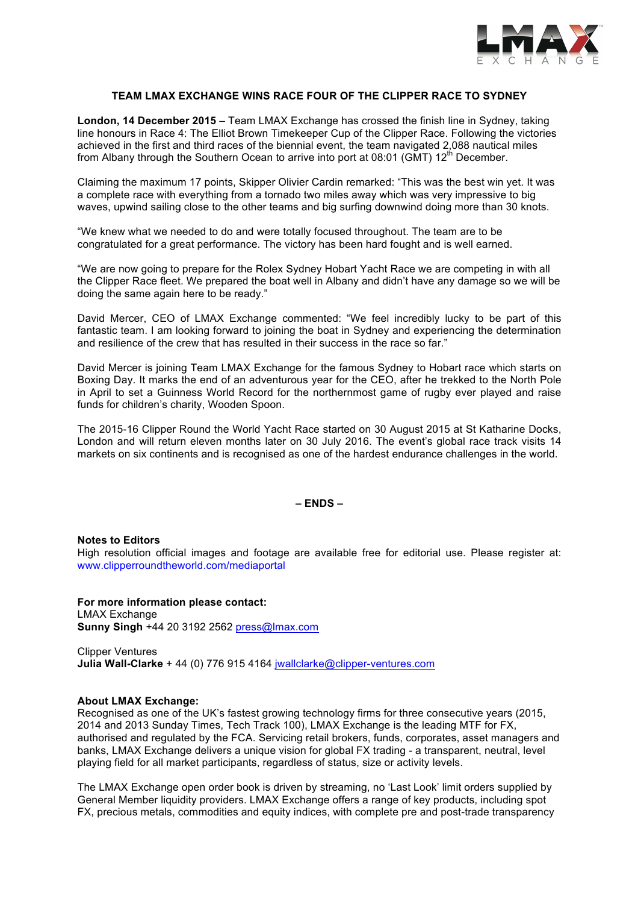# TEAM LMAX EXCHANGE WINS RACE FOUR OF THE CLIPPER RACE TO SYDNEY

**London, 14 December 2015** – Team LMAX Exchange has crossed the finish line in Sydney, taking line honours in Race 4: The Elliot Brown Timekeeper Cup of the Clipper Race. Following the victories achieved in the first and third races of the biennial event, the team navigated 2,088 nautical miles from Albany through the Southern Ocean to arrive into port at 08:01 (GMT) 12th December.

Claiming the maximum 17 points, Skipper Olivier Cardin remarked: "This was the best win yet. It was a complete race with everything from a tornado two miles away which was very impressive to big waves, upwind sailing close to the other teams and big surfing downwind doing more than 30 knots.

"We knew what we needed to do and were totally focused throughout. The team are to be congratulated for a great performance. The victory has been hard fought and is well earned.

"We are now going to prepare for the Rolex Sydney Hobart Yacht Race we are competing in with all the Clipper Race fleet. We prepared the boat well in Albany and didn't have any damage so we will be doing the same again here to be ready."

David Mercer, CEO of LMAX Exchange commented: "We feel incredibly lucky to be part of this fantastic team. I am looking forward to joining the boat in Sydney and experiencing the determination and resilience of the crew that has resulted in their success in the race so far."

David Mercer is joining Team LMAX Exchange for the famous Sydney to Hobart race which starts on Boxing Day. It marks the end of an adventurous year for the CEO, after he trekked to the North Pole in April to set a Guinness World Record for the northernmost game of rugby ever played and raise funds for children's charity, Wooden Spoon.

The 2015-16 Clipper Round the World Yacht Race started on 30 August 2015 at St Katharine Docks, London and will return eleven months later on 30 July 2016. The event's global race track visits 14 markets on six continents and is recognised as one of the hardest endurance challenges in the world.

**– ENDS –**

**Notes to Editors**
High resolution official images and footage are available free for editorial use. Please register at: www.clipperroundtheworld.com/mediaportal

**For more information please contact:**
LMAX Exchange
**Sunny Singh** +44 20 3192 2562 press@lmax.com

Clipper Ventures
**Julia Wall-Clarke** + 44 (0) 776 915 4164 jwallclarke@clipper-ventures.com

**About LMAX Exchange:**
Recognised as one of the UK's fastest growing technology firms for three consecutive years (2015, 2014 and 2013 Sunday Times, Tech Track 100), LMAX Exchange is the leading MTF for FX, authorised and regulated by the FCA. Servicing retail brokers, funds, corporates, asset managers and banks, LMAX Exchange delivers a unique vision for global FX trading - a transparent, neutral, level playing field for all market participants, regardless of status, size or activity levels.

The LMAX Exchange open order book is driven by streaming, no 'Last Look' limit orders supplied by General Member liquidity providers. LMAX Exchange offers a range of key products, including spot FX, precious metals, commodities and equity indices, with complete pre and post-trade transparency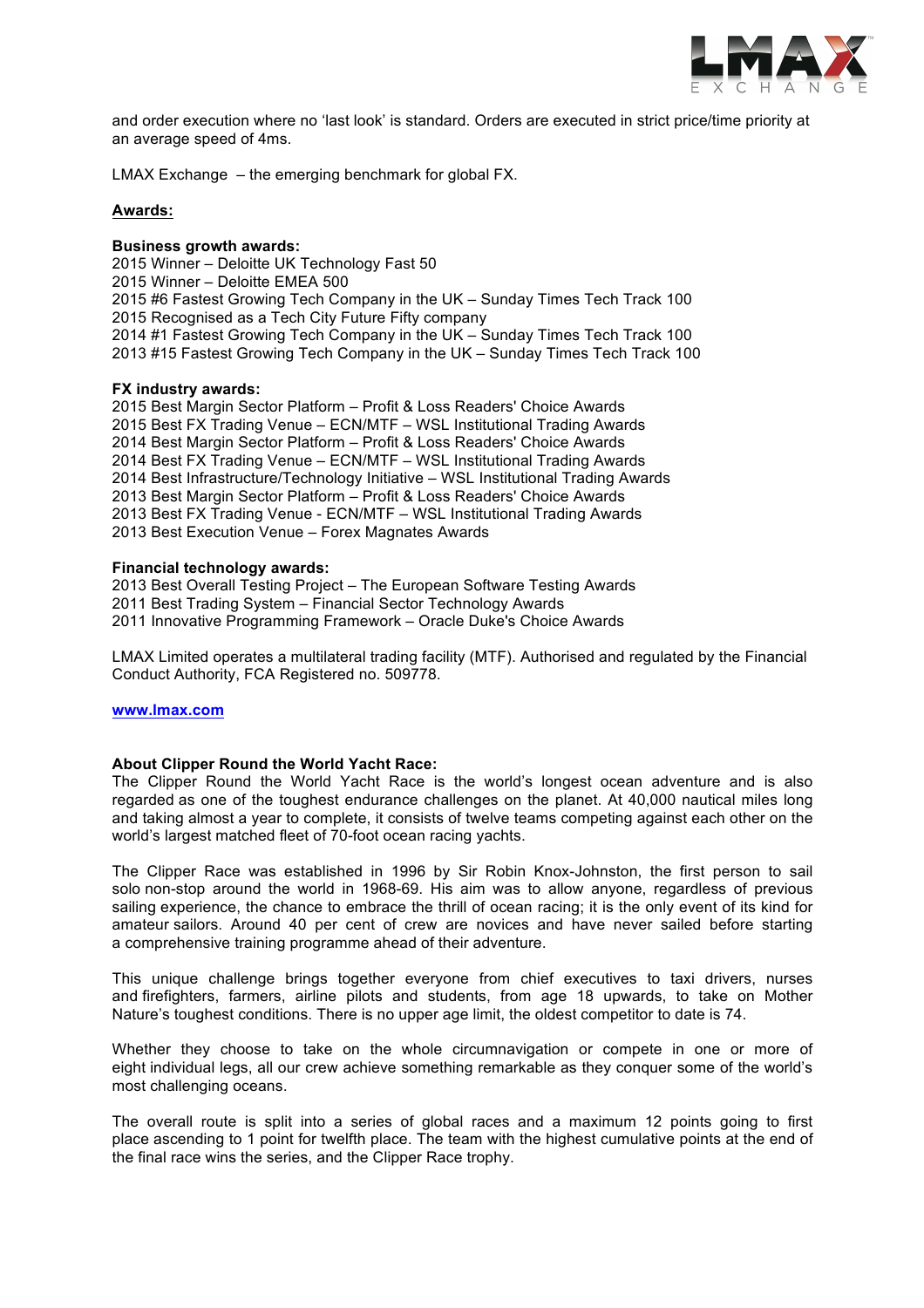and order execution where no 'last look' is standard. Orders are executed in strict price/time priority at an average speed of 4ms.

LMAX Exchange – the emerging benchmark for global FX.

**Awards:**

**Business growth awards:**
2015 Winner – Deloitte UK Technology Fast 50
2015 Winner – Deloitte EMEA 500
2015 #6 Fastest Growing Tech Company in the UK – Sunday Times Tech Track 100
2015 Recognised as a Tech City Future Fifty company
2014 #1 Fastest Growing Tech Company in the UK – Sunday Times Tech Track 100
2013 #15 Fastest Growing Tech Company in the UK – Sunday Times Tech Track 100

**FX industry awards:**
2015 Best Margin Sector Platform – Profit & Loss Readers' Choice Awards
2015 Best FX Trading Venue – ECN/MTF – WSL Institutional Trading Awards
2014 Best Margin Sector Platform – Profit & Loss Readers' Choice Awards
2014 Best FX Trading Venue – ECN/MTF – WSL Institutional Trading Awards
2014 Best Infrastructure/Technology Initiative – WSL Institutional Trading Awards
2013 Best Margin Sector Platform – Profit & Loss Readers' Choice Awards
2013 Best FX Trading Venue - ECN/MTF – WSL Institutional Trading Awards
2013 Best Execution Venue – Forex Magnates Awards

**Financial technology awards:**
2013 Best Overall Testing Project – The European Software Testing Awards
2011 Best Trading System – Financial Sector Technology Awards
2011 Innovative Programming Framework – Oracle Duke's Choice Awards

LMAX Limited operates a multilateral trading facility (MTF). Authorised and regulated by the Financial Conduct Authority, FCA Registered no. 509778.

**www.lmax.com**

**About Clipper Round the World Yacht Race:**
The Clipper Round the World Yacht Race is the world's longest ocean adventure and is also regarded as one of the toughest endurance challenges on the planet. At 40,000 nautical miles long and taking almost a year to complete, it consists of twelve teams competing against each other on the world's largest matched fleet of 70-foot ocean racing yachts.

The Clipper Race was established in 1996 by Sir Robin Knox-Johnston, the first person to sail solo non-stop around the world in 1968-69. His aim was to allow anyone, regardless of previous sailing experience, the chance to embrace the thrill of ocean racing; it is the only event of its kind for amateur sailors. Around 40 per cent of crew are novices and have never sailed before starting a comprehensive training programme ahead of their adventure.

This unique challenge brings together everyone from chief executives to taxi drivers, nurses and firefighters, farmers, airline pilots and students, from age 18 upwards, to take on Mother Nature's toughest conditions. There is no upper age limit, the oldest competitor to date is 74.

Whether they choose to take on the whole circumnavigation or compete in one or more of eight individual legs, all our crew achieve something remarkable as they conquer some of the world's most challenging oceans.

The overall route is split into a series of global races and a maximum 12 points going to first place ascending to 1 point for twelfth place. The team with the highest cumulative points at the end of the final race wins the series, and the Clipper Race trophy.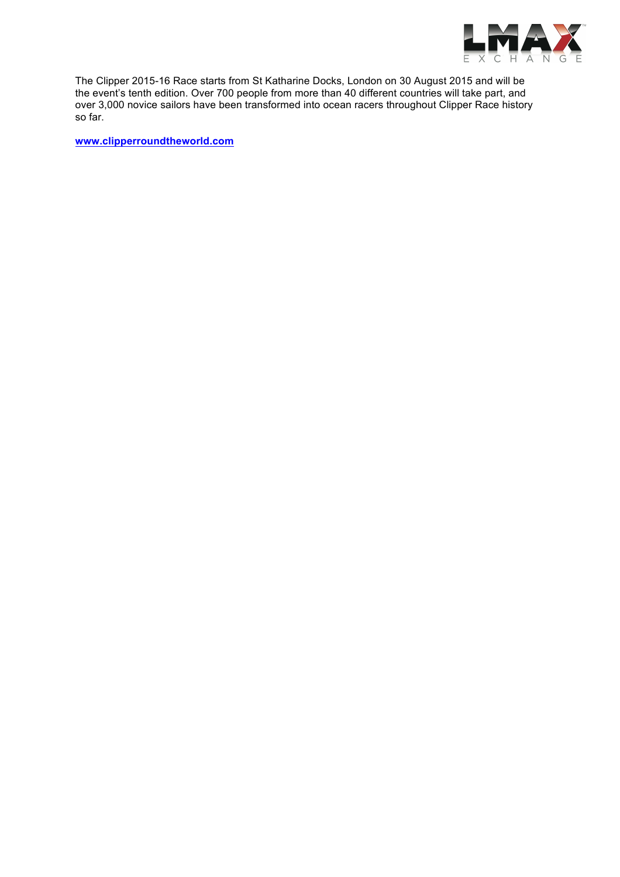The Clipper 2015-16 Race starts from St Katharine Docks, London on 30 August 2015 and will be the event's tenth edition. Over 700 people from more than 40 different countries will take part, and over 3,000 novice sailors have been transformed into ocean racers throughout Clipper Race history so far.

**www.clipperroundtheworld.com**